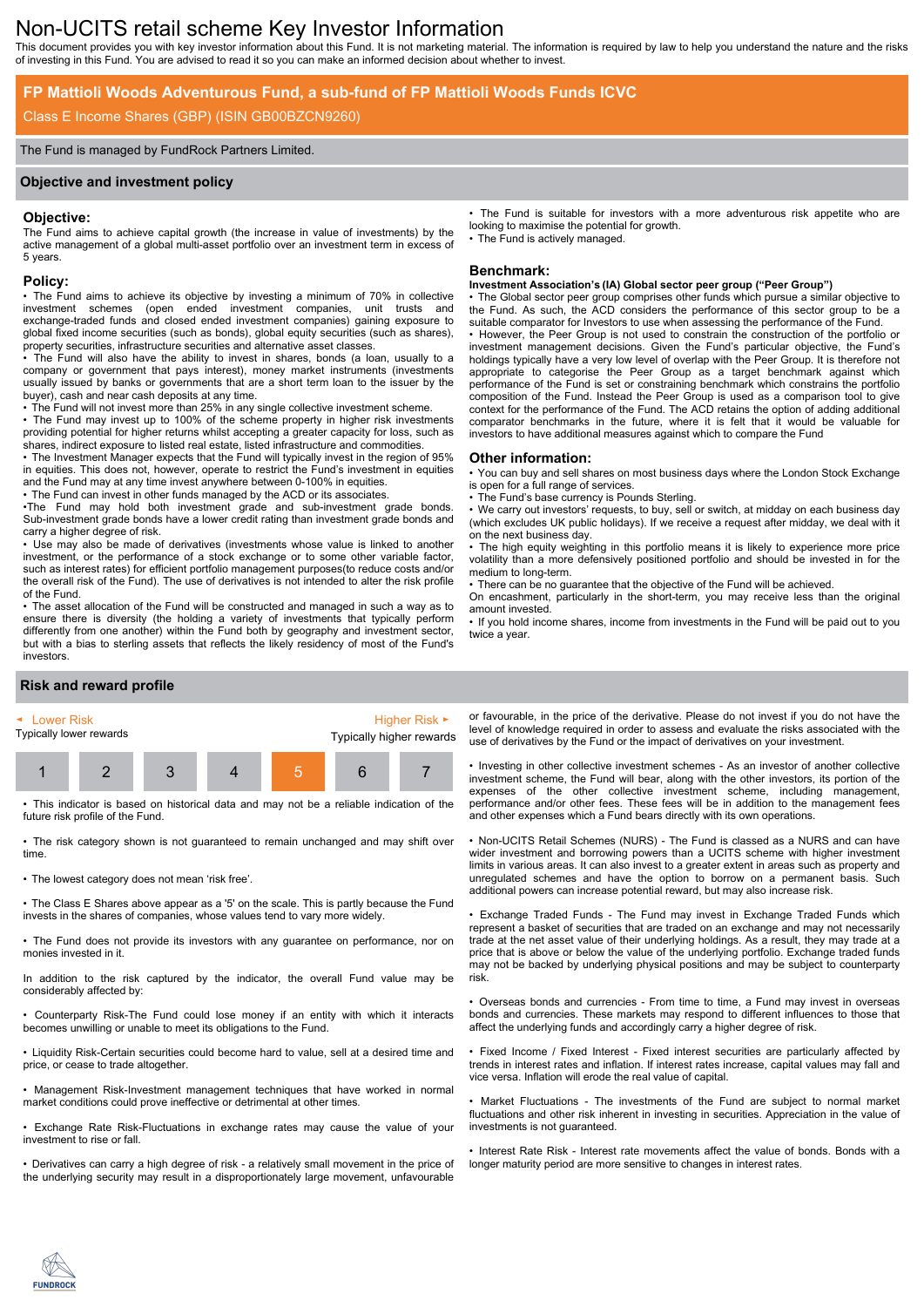# Non-UCITS retail scheme Key Investor Information

This document provides you with key investor information about this Fund. It is not marketing material. The information is required by law to help you understand the nature and the risks of investing in this Fund. You are advised to read it so you can make an informed decision about whether to invest.

## FP Mattioli Woods Adventurous Fund, a sub-fund of FP Mattioli Woods Funds ICVC

Class E Income Shares (GBP) (ISIN GB00BZCN9260)

The Fund is managed by FundRock Partners Limited.

## Objective and investment policy

### Objective:

The Fund aims to achieve capital growth (the increase in value of investments) by the active management of a global multi-asset portfolio over an investment term in excess of 5 years.

### Policy:

- The Fund aims to achieve its objective by investing a minimum of 70% in collective investment schemes (open ended investment companies, unit trusts and exchange-traded funds and closed ended investment companies) gaining exposure to global fixed income securities (such as bonds), global equity securities (such as shares), property securities, infrastructure securities and alternative asset classes.
- The Fund will also have the ability to invest in shares, bonds (a loan, usually to a company or government that pays interest), money market instruments (investments usually issued by banks or governments that are a short term loan to the issuer by the buyer), cash and near cash deposits at any time.
- The Fund will not invest more than 25% in any single collective investment scheme.
- The Fund may invest up to 100% of the scheme property in higher risk investments providing potential for higher returns whilst accepting a greater capacity for loss, such as shares, indirect exposure to listed real estate, listed infrastructure and commodities.
- The Investment Manager expects that the Fund will typically invest in the region of 95% in equities. This does not, however, operate to restrict the Fund's investment in equities and the Fund may at any time invest anywhere between 0-100% in equities.
- The Fund can invest in other funds managed by the ACD or its associates.
- The Fund may hold both investment grade and sub-investment grade bonds. Sub-investment grade bonds have a lower credit rating than investment grade bonds and carry a higher degree of risk.
- Use may also be made of derivatives (investments whose value is linked to another investment, or the performance of a stock exchange or to some other variable factor, such as interest rates) for efficient portfolio management purposes(to reduce costs and/or the overall risk of the Fund). The use of derivatives is not intended to alter the risk profile of the Fund.
- The asset allocation of the Fund will be constructed and managed in such a way as to ensure there is diversity (the holding a variety of investments that typically perform differently from one another) within the Fund both by geography and investment sector, but with a bias to sterling assets that reflects the likely residency of most of the Fund's investors.
- The Fund is suitable for investors with a more adventurous risk appetite who are looking to maximise the potential for growth.
- The Fund is actively managed.

### Benchmark:

**Investment Association's (IA) Global sector peer group ("Peer Group")**

- The Global sector peer group comprises other funds which pursue a similar objective to the Fund. As such, the ACD considers the performance of this sector group to be a suitable comparator for Investors to use when assessing the performance of the Fund.
- However, the Peer Group is not used to constrain the construction of the portfolio or investment management decisions. Given the Fund's particular objective, the Fund's holdings typically have a very low level of overlap with the Peer Group. It is therefore not appropriate to categorise the Peer Group as a target benchmark against which performance of the Fund is set or constraining benchmark which constrains the portfolio composition of the Fund. Instead the Peer Group is used as a comparison tool to give context for the performance of the Fund. The ACD retains the option of adding additional comparator benchmarks in the future, where it is felt that it would be valuable for investors to have additional measures against which to compare the Fund

### Other information:

- You can buy and sell shares on most business days where the London Stock Exchange is open for a full range of services.
- The Fund's base currency is Pounds Sterling.
- We carry out investors' requests, to buy, sell or switch, at midday on each business day (which excludes UK public holidays). If we receive a request after midday, we deal with it on the next business day.
- The high equity weighting in this portfolio means it is likely to experience more price volatility than a more defensively positioned portfolio and should be invested in for the medium to long-term.
- There can be no guarantee that the objective of the Fund will be achieved.

On encashment, particularly in the short-term, you may receive less than the original amount invested.

- If you hold income shares, income from investments in the Fund will be paid out to you twice a year.

## Risk and reward profile

| ◄ Lower Risk | | | | | | Higher Risk ► |
|---|---|---|---|---|---|---|
| Typically lower rewards | | | | | | Typically higher rewards |
| 1 | 2 | 3 | 4 | **5** | 6 | 7 |

- This indicator is based on historical data and may not be a reliable indication of the future risk profile of the Fund.
- The risk category shown is not guaranteed to remain unchanged and may shift over time.
- The lowest category does not mean 'risk free'.
- The Class E Shares above appear as a '5' on the scale. This is partly because the Fund invests in the shares of companies, whose values tend to vary more widely.
- The Fund does not provide its investors with any guarantee on performance, nor on monies invested in it.

In addition to the risk captured by the indicator, the overall Fund value may be considerably affected by:

- Counterparty Risk-The Fund could lose money if an entity with which it interacts becomes unwilling or unable to meet its obligations to the Fund.
- Liquidity Risk-Certain securities could become hard to value, sell at a desired time and price, or cease to trade altogether.
- Management Risk-Investment management techniques that have worked in normal market conditions could prove ineffective or detrimental at other times.
- Exchange Rate Risk-Fluctuations in exchange rates may cause the value of your investment to rise or fall.
- Derivatives can carry a high degree of risk - a relatively small movement in the price of the underlying security may result in a disproportionately large movement, unfavourable or favourable, in the price of the derivative. Please do not invest if you do not have the level of knowledge required in order to assess and evaluate the risks associated with the use of derivatives by the Fund or the impact of derivatives on your investment.
- Investing in other collective investment schemes - As an investor of another collective investment scheme, the Fund will bear, along with the other investors, its portion of the expenses of the other collective investment scheme, including management, performance and/or other fees. These fees will be in addition to the management fees and other expenses which a Fund bears directly with its own operations.
- Non-UCITS Retail Schemes (NURS) - The Fund is classed as a NURS and can have wider investment and borrowing powers than a UCITS scheme with higher investment limits in various areas. It can also invest to a greater extent in areas such as property and unregulated schemes and have the option to borrow on a permanent basis. Such additional powers can increase potential reward, but may also increase risk.
- Exchange Traded Funds - The Fund may invest in Exchange Traded Funds which represent a basket of securities that are traded on an exchange and may not necessarily trade at the net asset value of their underlying holdings. As a result, they may trade at a price that is above or below the value of the underlying portfolio. Exchange traded funds may not be backed by underlying physical positions and may be subject to counterparty risk.
- Overseas bonds and currencies - From time to time, a Fund may invest in overseas bonds and currencies. These markets may respond to different influences to those that affect the underlying funds and accordingly carry a higher degree of risk.
- Fixed Income / Fixed Interest - Fixed interest securities are particularly affected by trends in interest rates and inflation. If interest rates increase, capital values may fall and vice versa. Inflation will erode the real value of capital.
- Market Fluctuations - The investments of the Fund are subject to normal market fluctuations and other risk inherent in investing in securities. Appreciation in the value of investments is not guaranteed.
- Interest Rate Risk - Interest rate movements affect the value of bonds. Bonds with a longer maturity period are more sensitive to changes in interest rates.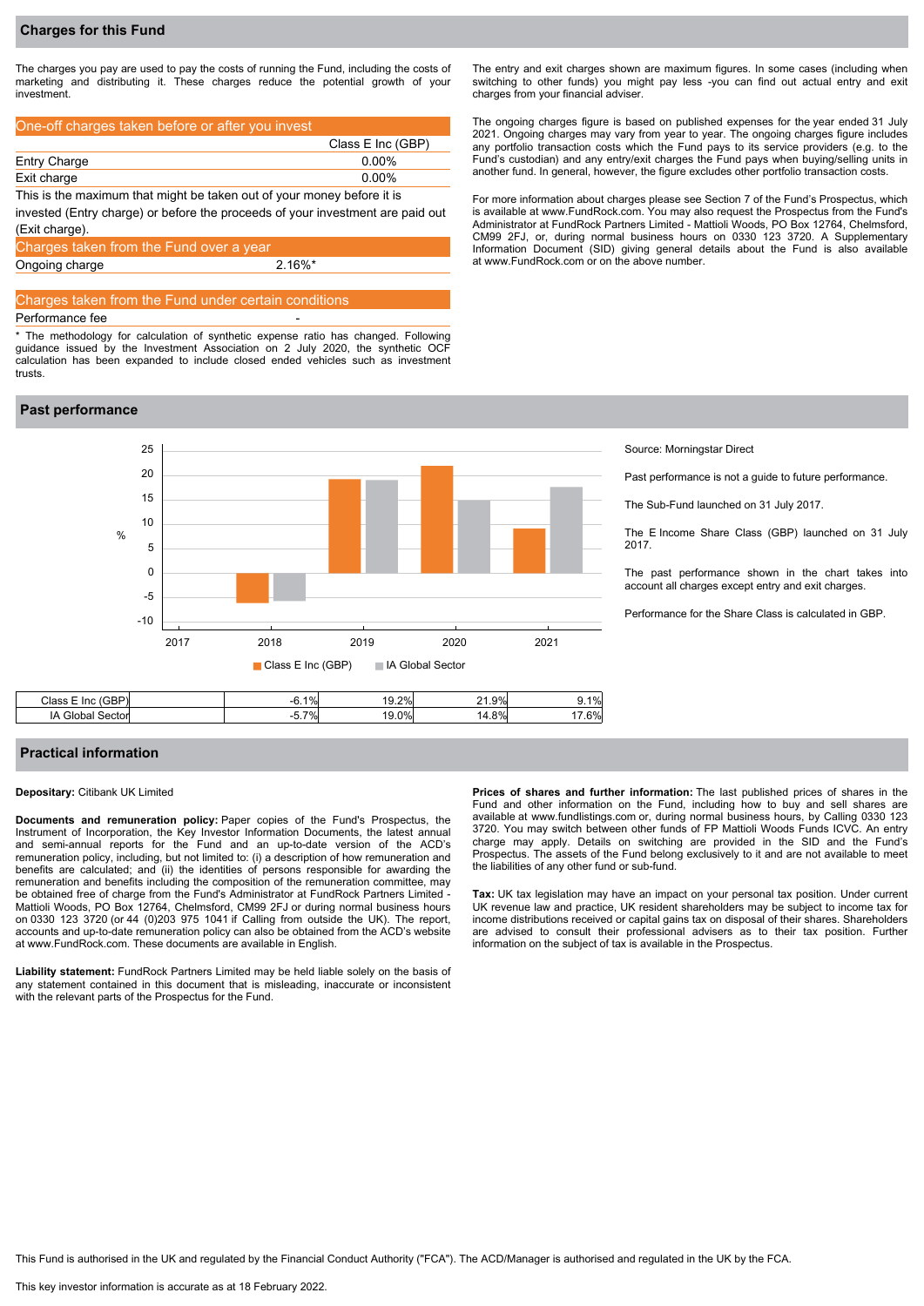## Charges for this Fund

The charges you pay are used to pay the costs of running the Fund, including the costs of marketing and distributing it. These charges reduce the potential growth of your investment.

| One-off charges taken before or after you invest | |
|---|---|
| | Class E Inc (GBP) |
| Entry Charge | 0.00% |
| Exit charge | 0.00% |

This is the maximum that might be taken out of your money before it is invested (Entry charge) or before the proceeds of your investment are paid out (Exit charge).

| Charges taken from the Fund over a year | |
|---|---|
| Ongoing charge | 2.16%* |

| Charges taken from the Fund under certain conditions | |
|---|---|
| Performance fee | - |

* The methodology for calculation of synthetic expense ratio has changed. Following guidance issued by the Investment Association on 2 July 2020, the synthetic OCF calculation has been expanded to include closed ended vehicles such as investment trusts.

The entry and exit charges shown are maximum figures. In some cases (including when switching to other funds) you might pay less -you can find out actual entry and exit charges from your financial adviser.

The ongoing charges figure is based on published expenses for the year ended 31 July 2021. Ongoing charges may vary from year to year. The ongoing charges figure includes any portfolio transaction costs which the Fund pays to its service providers (e.g. to the Fund's custodian) and any entry/exit charges the Fund pays when buying/selling units in another fund. In general, however, the figure excludes other portfolio transaction costs.

For more information about charges please see Section 7 of the Fund's Prospectus, which is available at www.FundRock.com. You may also request the Prospectus from the Fund's Administrator at FundRock Partners Limited - Mattioli Woods, PO Box 12764, Chelmsford, CM99 2FJ, or, during normal business hours on 0330 123 3720. A Supplementary Information Document (SID) giving general details about the Fund is also available at www.FundRock.com or on the above number.

## Past performance

%
25
20
15
10
5
0
-5
-10
2017 2018 2019 2020 2021
Class E Inc (GBP) IA Global Sector

| | 2017 | 2018 | 2019 | 2020 | 2021 |
|---|---|---|---|---|---|
| Class E Inc (GBP) | | -6.1% | 19.2% | 21.9% | 9.1% |
| IA Global Sector | | -5.7% | 19.0% | 14.8% | 17.6% |

Source: Morningstar Direct

Past performance is not a guide to future performance.

The Sub-Fund launched on 31 July 2017.

The E Income Share Class (GBP) launched on 31 July 2017.

The past performance shown in the chart takes into account all charges except entry and exit charges.

Performance for the Share Class is calculated in GBP.

## Practical information

**Depositary:** Citibank UK Limited

**Documents and remuneration policy:** Paper copies of the Fund's Prospectus, the Instrument of Incorporation, the Key Investor Information Documents, the latest annual and semi-annual reports for the Fund and an up-to-date version of the ACD's remuneration policy, including, but not limited to: (i) a description of how remuneration and benefits are calculated; and (ii) the identities of persons responsible for awarding the remuneration and benefits including the composition of the remuneration committee, may be obtained free of charge from the Fund's Administrator at FundRock Partners Limited - Mattioli Woods, PO Box 12764, Chelmsford, CM99 2FJ or during normal business hours on 0330 123 3720 (or 44 (0)203 975 1041 if Calling from outside the UK). The report, accounts and up-to-date remuneration policy can also be obtained from the ACD's website at www.FundRock.com. These documents are available in English.

**Liability statement:** FundRock Partners Limited may be held liable solely on the basis of any statement contained in this document that is misleading, inaccurate or inconsistent with the relevant parts of the Prospectus for the Fund.

**Prices of shares and further information:** The last published prices of shares in the Fund and other information on the Fund, including how to buy and sell shares are available at www.fundlistings.com or, during normal business hours, by Calling 0330 123 3720. You may switch between other funds of FP Mattioli Woods Funds ICVC. An entry charge may apply. Details on switching are provided in the SID and the Fund's Prospectus. The assets of the Fund belong exclusively to it and are not available to meet the liabilities of any other fund or sub-fund.

**Tax:** UK tax legislation may have an impact on your personal tax position. Under current UK revenue law and practice, UK resident shareholders may be subject to income tax for income distributions received or capital gains tax on disposal of their shares. Shareholders are advised to consult their professional advisers as to their tax position. Further information on the subject of tax is available in the Prospectus.

This Fund is authorised in the UK and regulated by the Financial Conduct Authority ("FCA"). The ACD/Manager is authorised and regulated in the UK by the FCA.

This key investor information is accurate as at 18 February 2022.